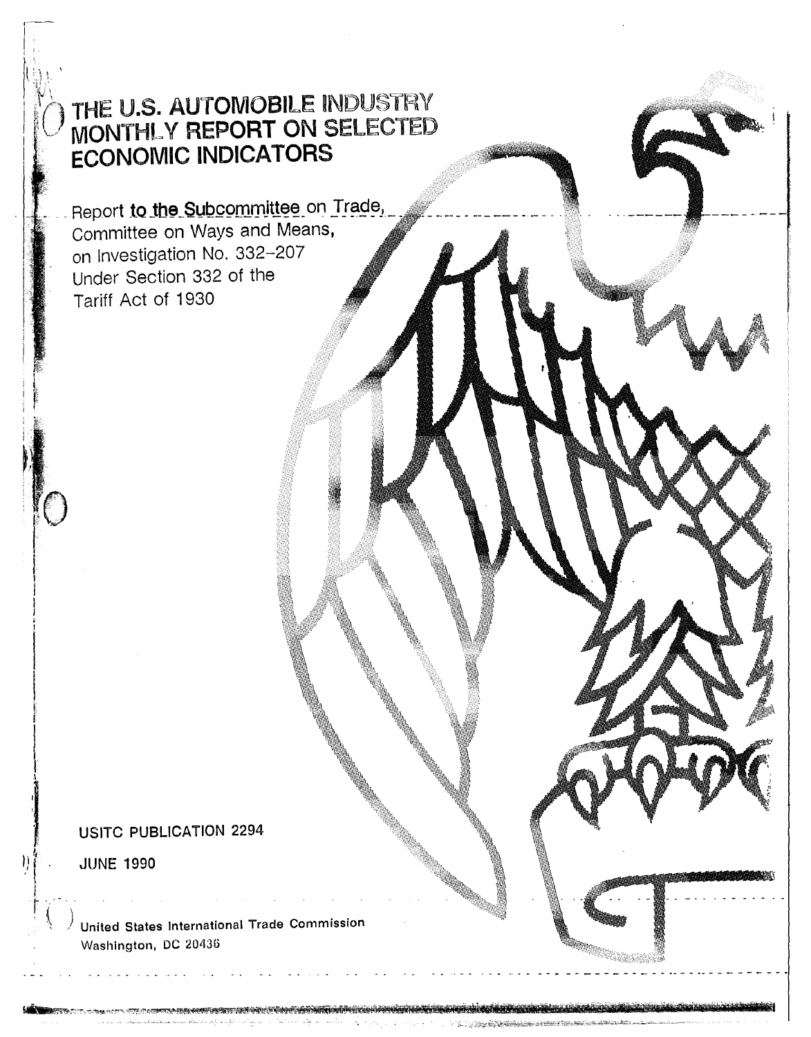# THE U.S. AUTOMOBILE INDUSTRY MONTHLY REPORT ON SELECTED ECONOMIC INDICATORS

Report to the Subcommittee on Trade, Committee on Ways and Means, on Investigation No. 332-207 Under Section 332 of the Tariff Act of 1930

USITC PUBLICATION 2294

JUNE 1990

United States International Trade Commission
Washington, DC 20436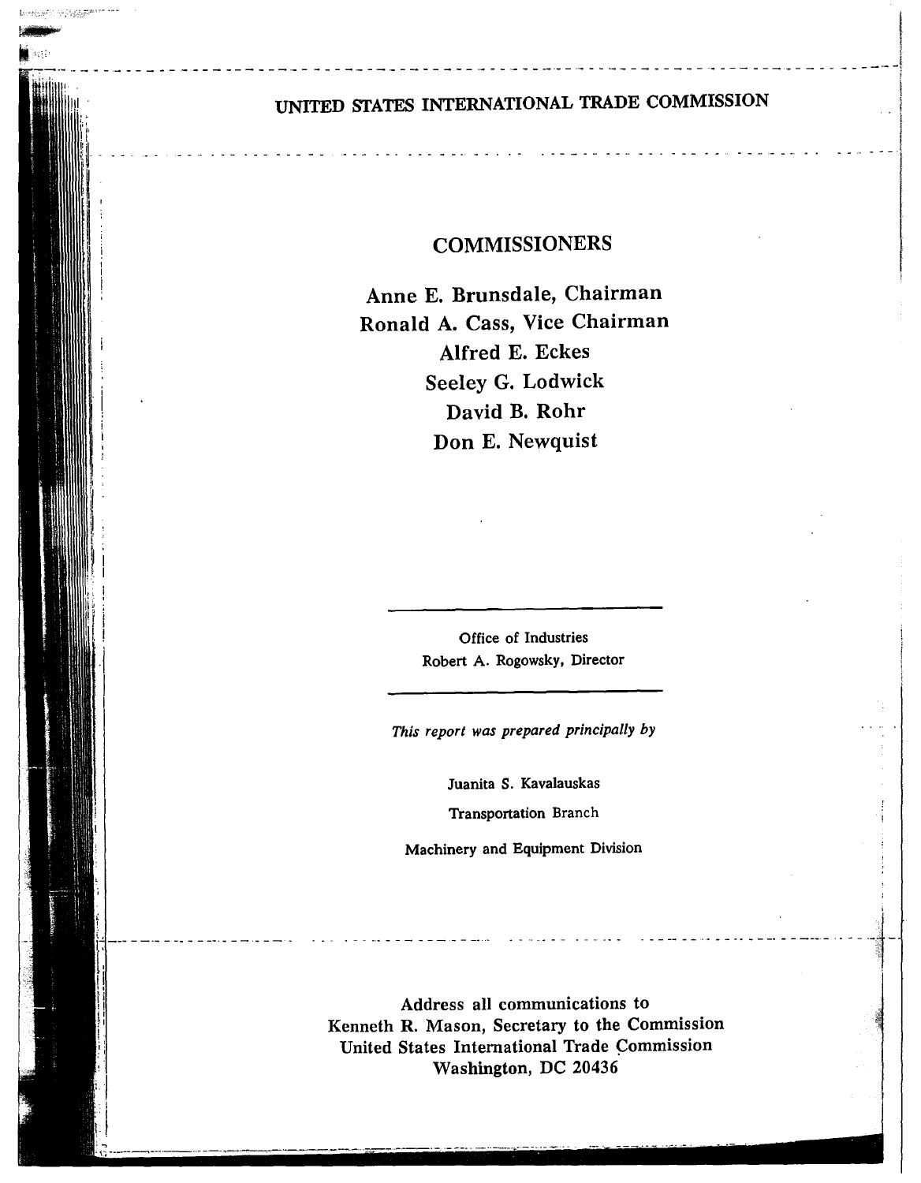# UNITED STATES INTERNATIONAL TRADE COMMISSION

## COMMISSIONERS

**Anne E. Brunsdale, Chairman**
**Ronald A. Cass, Vice Chairman**
**Alfred E. Eckes**
**Seeley G. Lodwick**
**David B. Rohr**
**Don E. Newquist**

---

Office of Industries
Robert A. Rogowsky, Director

---

*This report was prepared principally by*

Juanita S. Kavalauskas

Transportation Branch

Machinery and Equipment Division

---

Address all communications to
Kenneth R. Mason, Secretary to the Commission
United States International Trade Commission
Washington, DC 20436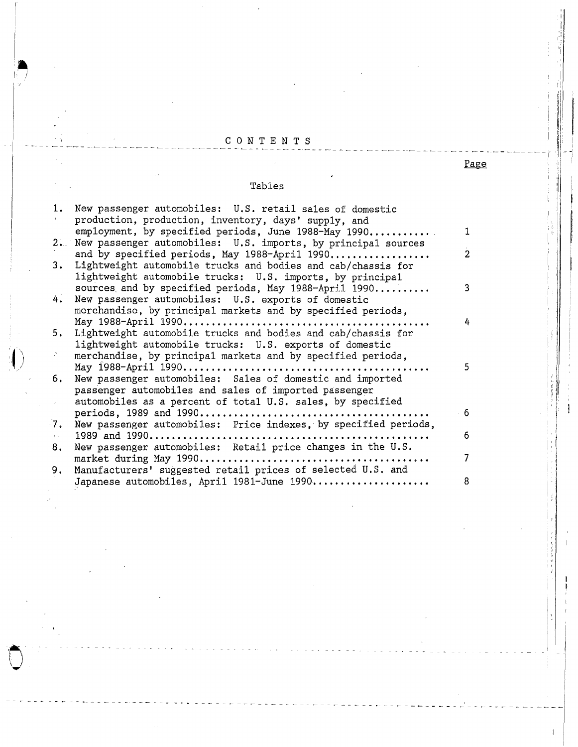# CONTENTS

Page

## Tables

| | | Page |
|---|---|---|
| 1. | New passenger automobiles: U.S. retail sales of domestic production, production, inventory, days' supply, and employment, by specified periods, June 1988-May 1990 | 1 |
| 2. | New passenger automobiles: U.S. imports, by principal sources and by specified periods, May 1988-April 1990 | 2 |
| 3. | Lightweight automobile trucks and bodies and cab/chassis for lightweight automobile trucks: U.S. imports, by principal sources and by specified periods, May 1988-April 1990 | 3 |
| 4. | New passenger automobiles: U.S. exports of domestic merchandise, by principal markets and by specified periods, May 1988-April 1990 | 4 |
| 5. | Lightweight automobile trucks and bodies and cab/chassis for lightweight automobile trucks: U.S. exports of domestic merchandise, by principal markets and by specified periods, May 1988-April 1990 | 5 |
| 6. | New passenger automobiles: Sales of domestic and imported passenger automobiles and sales of imported passenger automobiles as a percent of total U.S. sales, by specified periods, 1989 and 1990 | 6 |
| 7. | New passenger automobiles: Price indexes, by specified periods, 1989 and 1990 | 6 |
| 8. | New passenger automobiles: Retail price changes in the U.S. market during May 1990 | 7 |
| 9. | Manufacturers' suggested retail prices of selected U.S. and Japanese automobiles, April 1981-June 1990 | 8 |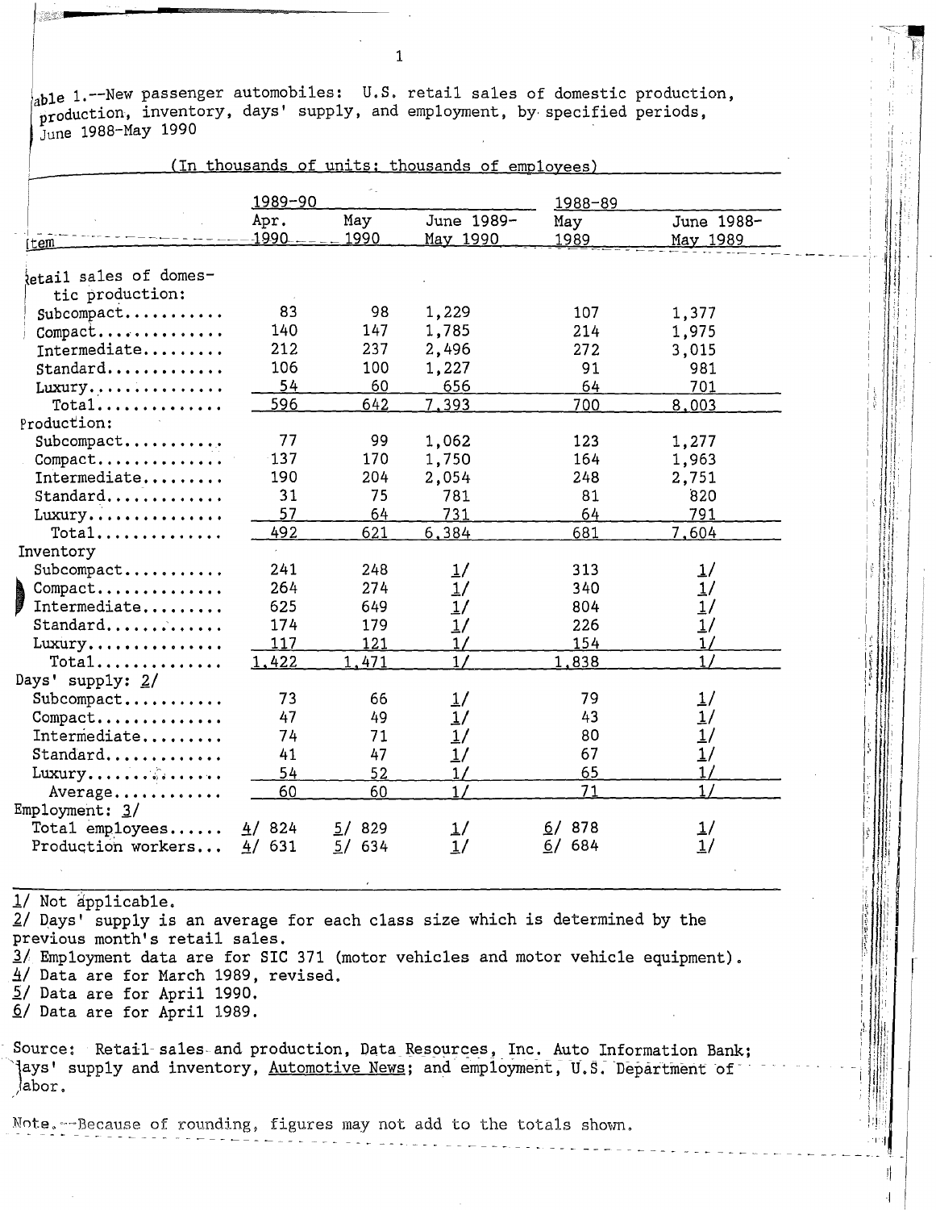Table 1.--New passenger automobiles: U.S. retail sales of domestic production, production, inventory, days' supply, and employment, by specified periods, June 1988-May 1990

(In thousands of units; thousands of employees)

| Item | 1989-90 Apr. 1990 | May 1990 | June 1989-May 1990 | 1988-89 May 1989 | June 1988-May 1989 |
|---|---|---|---|---|---|
| Retail sales of domestic production: | | | | | |
| Subcompact | 83 | 98 | 1,229 | 107 | 1,377 |
| Compact | 140 | 147 | 1,785 | 214 | 1,975 |
| Intermediate | 212 | 237 | 2,496 | 272 | 3,015 |
| Standard | 106 | 100 | 1,227 | 91 | 981 |
| Luxury | 54 | 60 | 656 | 64 | 701 |
| Total | 596 | 642 | 7,393 | 700 | 8,003 |
| Production: | | | | | |
| Subcompact | 77 | 99 | 1,062 | 123 | 1,277 |
| Compact | 137 | 170 | 1,750 | 164 | 1,963 |
| Intermediate | 190 | 204 | 2,054 | 248 | 2,751 |
| Standard | 31 | 75 | 781 | 81 | 820 |
| Luxury | 57 | 64 | 731 | 64 | 791 |
| Total | 492 | 621 | 6,384 | 681 | 7,604 |
| Inventory | | | | | |
| Subcompact | 241 | 248 | 1/ | 313 | 1/ |
| Compact | 264 | 274 | 1/ | 340 | 1/ |
| Intermediate | 625 | 649 | 1/ | 804 | 1/ |
| Standard | 174 | 179 | 1/ | 226 | 1/ |
| Luxury | 117 | 121 | 1/ | 154 | 1/ |
| Total | 1,422 | 1,471 | 1/ | 1,838 | 1/ |
| Days' supply: 2/ | | | | | |
| Subcompact | 73 | 66 | 1/ | 79 | 1/ |
| Compact | 47 | 49 | 1/ | 43 | 1/ |
| Intermediate | 74 | 71 | 1/ | 80 | 1/ |
| Standard | 41 | 47 | 1/ | 67 | 1/ |
| Luxury | 54 | 52 | 1/ | 65 | 1/ |
| Average | 60 | 60 | 1/ | 71 | 1/ |
| Employment: 3/ | | | | | |
| Total employees | 4/ 824 | 5/ 829 | 1/ | 6/ 878 | 1/ |
| Production workers | 4/ 631 | 5/ 634 | 1/ | 6/ 684 | 1/ |

1/ Not applicable.
2/ Days' supply is an average for each class size which is determined by the previous month's retail sales.
3/ Employment data are for SIC 371 (motor vehicles and motor vehicle equipment).
4/ Data are for March 1989, revised.
5/ Data are for April 1990.
6/ Data are for April 1989.

Source: Retail sales and production, Data Resources, Inc. Auto Information Bank; days' supply and inventory, *Automotive News*; and employment, U.S. Department of Labor.

Note.--Because of rounding, figures may not add to the totals shown.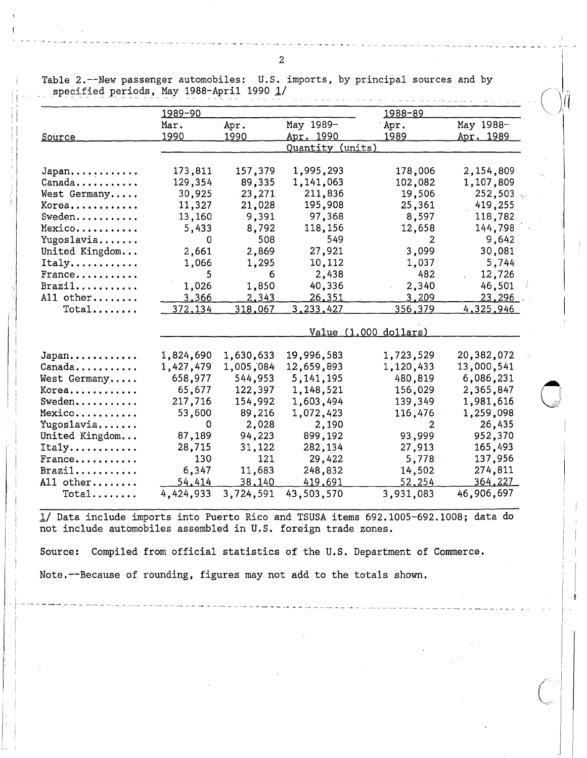Table 2.--New passenger automobiles: U.S. imports, by principal sources and by specified periods, May 1988-April 1990 1/

| Source | 1989-90 Mar. 1990 | Apr. 1990 | May 1989-Apr. 1990 | 1988-89 Apr. 1989 | May 1988-Apr. 1989 |
|---|---|---|---|---|---|
| | Quantity (units) | | | | |
| Japan | 173,811 | 157,379 | 1,995,293 | 178,006 | 2,154,809 |
| Canada | 129,354 | 89,335 | 1,141,063 | 102,082 | 1,107,809 |
| West Germany | 30,925 | 23,271 | 211,836 | 19,506 | 252,503 |
| Korea | 11,327 | 21,028 | 195,908 | 25,361 | 419,255 |
| Sweden | 13,160 | 9,391 | 97,368 | 8,597 | 118,782 |
| Mexico | 5,433 | 8,792 | 118,156 | 12,658 | 144,798 |
| Yugoslavia | 0 | 508 | 549 | 2 | 9,642 |
| United Kingdom | 2,661 | 2,869 | 27,921 | 3,099 | 30,081 |
| Italy | 1,066 | 1,295 | 10,112 | 1,037 | 5,744 |
| France | 5 | 6 | 2,438 | 482 | 12,726 |
| Brazil | 1,026 | 1,850 | 40,336 | 2,340 | 46,501 |
| All other | 3,366 | 2,343 | 26,351 | 3,209 | 23,296 |
| Total | 372,134 | 318,067 | 3,233,427 | 356,379 | 4,325,946 |
| | Value (1,000 dollars) | | | | |
| Japan | 1,824,690 | 1,630,633 | 19,996,583 | 1,723,529 | 20,382,072 |
| Canada | 1,427,479 | 1,005,084 | 12,659,893 | 1,120,433 | 13,000,541 |
| West Germany | 658,977 | 544,953 | 5,141,195 | 480,819 | 6,086,231 |
| Korea | 65,677 | 122,397 | 1,148,521 | 156,029 | 2,365,847 |
| Sweden | 217,716 | 154,992 | 1,603,494 | 139,349 | 1,981,616 |
| Mexico | 53,600 | 89,216 | 1,072,423 | 116,476 | 1,259,098 |
| Yugoslavia | 0 | 2,028 | 2,190 | 2 | 26,435 |
| United Kingdom | 87,189 | 94,223 | 899,192 | 93,999 | 952,370 |
| Italy | 28,715 | 31,122 | 282,134 | 27,913 | 165,493 |
| France | 130 | 121 | 29,422 | 5,778 | 137,956 |
| Brazil | 6,347 | 11,683 | 248,832 | 14,502 | 274,811 |
| All other | 54,414 | 38,140 | 419,691 | 52,254 | 364,227 |
| Total | 4,424,933 | 3,724,591 | 43,503,570 | 3,931,083 | 46,906,697 |

1/ Data include imports into Puerto Rico and TSUSA items 692.1005-692.1008; data do not include automobiles assembled in U.S. foreign trade zones.

Source: Compiled from official statistics of the U.S. Department of Commerce.

Note.--Because of rounding, figures may not add to the totals shown.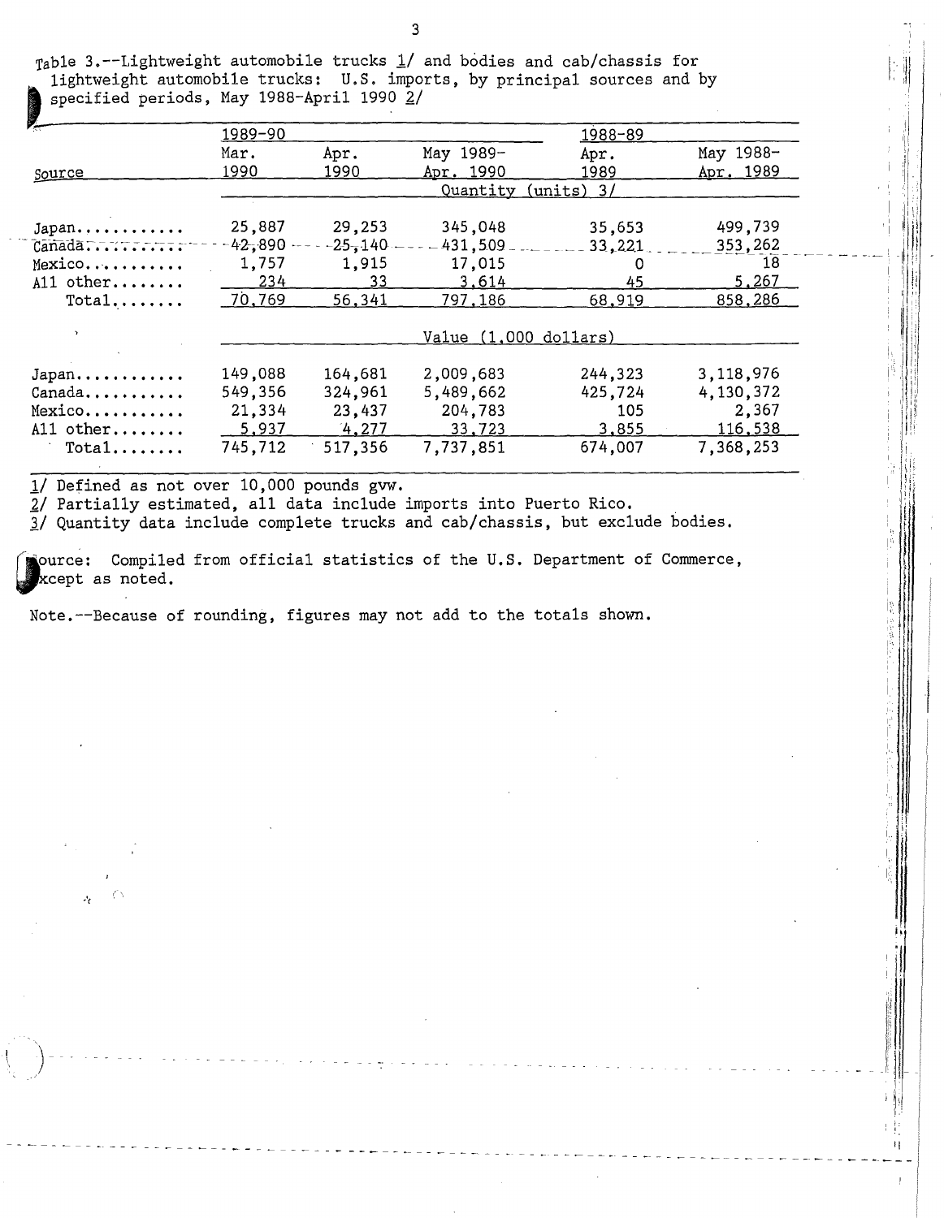Table 3.--Lightweight automobile trucks 1/ and bodies and cab/chassis for lightweight automobile trucks: U.S. imports, by principal sources and by specified periods, May 1988-April 1990 2/

| Source | 1989-90 Mar. 1990 | Apr. 1990 | May 1989-Apr. 1990 | 1988-89 Apr. 1989 | May 1988-Apr. 1989 |
|---|---|---|---|---|---|
| | Quantity (units) 3/ | | | | |
| Japan | 25,887 | 29,253 | 345,048 | 35,653 | 499,739 |
| Canada | 42,890 | 25,140 | 431,509 | 33,221 | 353,262 |
| Mexico | 1,757 | 1,915 | 17,015 | 0 | 18 |
| All other | 234 | 33 | 3,614 | 45 | 5,267 |
| Total | 70,769 | 56,341 | 797,186 | 68,919 | 858,286 |
| | Value (1,000 dollars) | | | | |
| Japan | 149,088 | 164,681 | 2,009,683 | 244,323 | 3,118,976 |
| Canada | 549,356 | 324,961 | 5,489,662 | 425,724 | 4,130,372 |
| Mexico | 21,334 | 23,437 | 204,783 | 105 | 2,367 |
| All other | 5,937 | 4,277 | 33,723 | 3,855 | 116,538 |
| Total | 745,712 | 517,356 | 7,737,851 | 674,007 | 7,368,253 |

1/ Defined as not over 10,000 pounds gvw.
2/ Partially estimated, all data include imports into Puerto Rico.
3/ Quantity data include complete trucks and cab/chassis, but exclude bodies.

Source: Compiled from official statistics of the U.S. Department of Commerce, except as noted.

Note.--Because of rounding, figures may not add to the totals shown.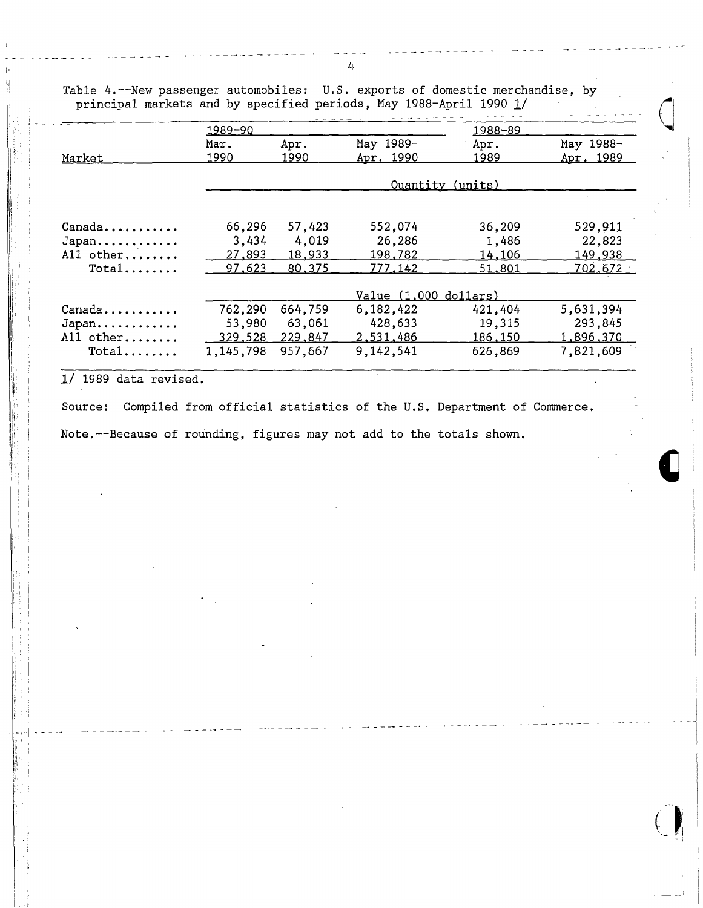Table 4.--New passenger automobiles: U.S. exports of domestic merchandise, by principal markets and by specified periods, May 1988-April 1990 1/

| Market | 1989-90 | | | 1988-89 | |
|---|---|---|---|---|---|
| | Mar. 1990 | Apr. 1990 | May 1989-Apr. 1990 | Apr. 1989 | May 1988-Apr. 1989 |
| | Quantity (units) | | | | |
| Canada | 66,296 | 57,423 | 552,074 | 36,209 | 529,911 |
| Japan | 3,434 | 4,019 | 26,286 | 1,486 | 22,823 |
| All other | 27,893 | 18,933 | 198,782 | 14,106 | 149,938 |
| Total | 97,623 | 80,375 | 777,142 | 51,801 | 702,672 |
| | Value (1,000 dollars) | | | | |
| Canada | 762,290 | 664,759 | 6,182,422 | 421,404 | 5,631,394 |
| Japan | 53,980 | 63,061 | 428,633 | 19,315 | 293,845 |
| All other | 329,528 | 229,847 | 2,531,486 | 186,150 | 1,896,370 |
| Total | 1,145,798 | 957,667 | 9,142,541 | 626,869 | 7,821,609 |

1/ 1989 data revised.

Source: Compiled from official statistics of the U.S. Department of Commerce.

Note.--Because of rounding, figures may not add to the totals shown.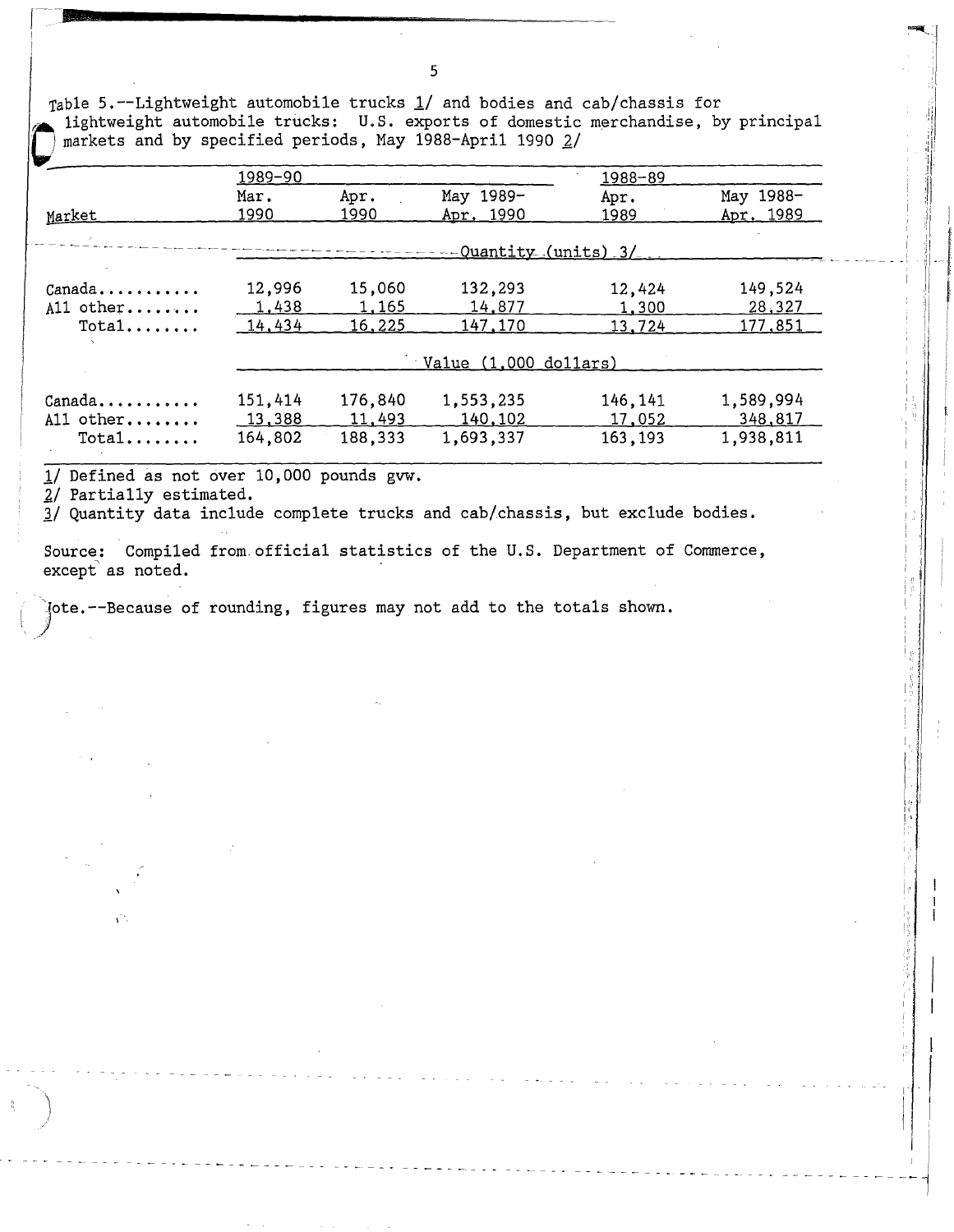Table 5.--Lightweight automobile trucks 1/ and bodies and cab/chassis for lightweight automobile trucks: U.S. exports of domestic merchandise, by principal markets and by specified periods, May 1988-April 1990 2/

| Market | 1989-90 | | | 1988-89 | |
|---|---|---|---|---|---|
| | Mar. 1990 | Apr. 1990 | May 1989-Apr. 1990 | Apr. 1989 | May 1988-Apr. 1989 |
| | Quantity (units) 3/ | | | | |
| Canada........... | 12,996 | 15,060 | 132,293 | 12,424 | 149,524 |
| All other........ | 1,438 | 1,165 | 14,877 | 1,300 | 28,327 |
| Total........ | 14,434 | 16,225 | 147,170 | 13,724 | 177,851 |
| | Value (1,000 dollars) | | | | |
| Canada........... | 151,414 | 176,840 | 1,553,235 | 146,141 | 1,589,994 |
| All other........ | 13,388 | 11,493 | 140,102 | 17,052 | 348,817 |
| Total........ | 164,802 | 188,333 | 1,693,337 | 163,193 | 1,938,811 |

1/ Defined as not over 10,000 pounds gvw.

2/ Partially estimated.

3/ Quantity data include complete trucks and cab/chassis, but exclude bodies.

Source: Compiled from official statistics of the U.S. Department of Commerce, except as noted.

Note.--Because of rounding, figures may not add to the totals shown.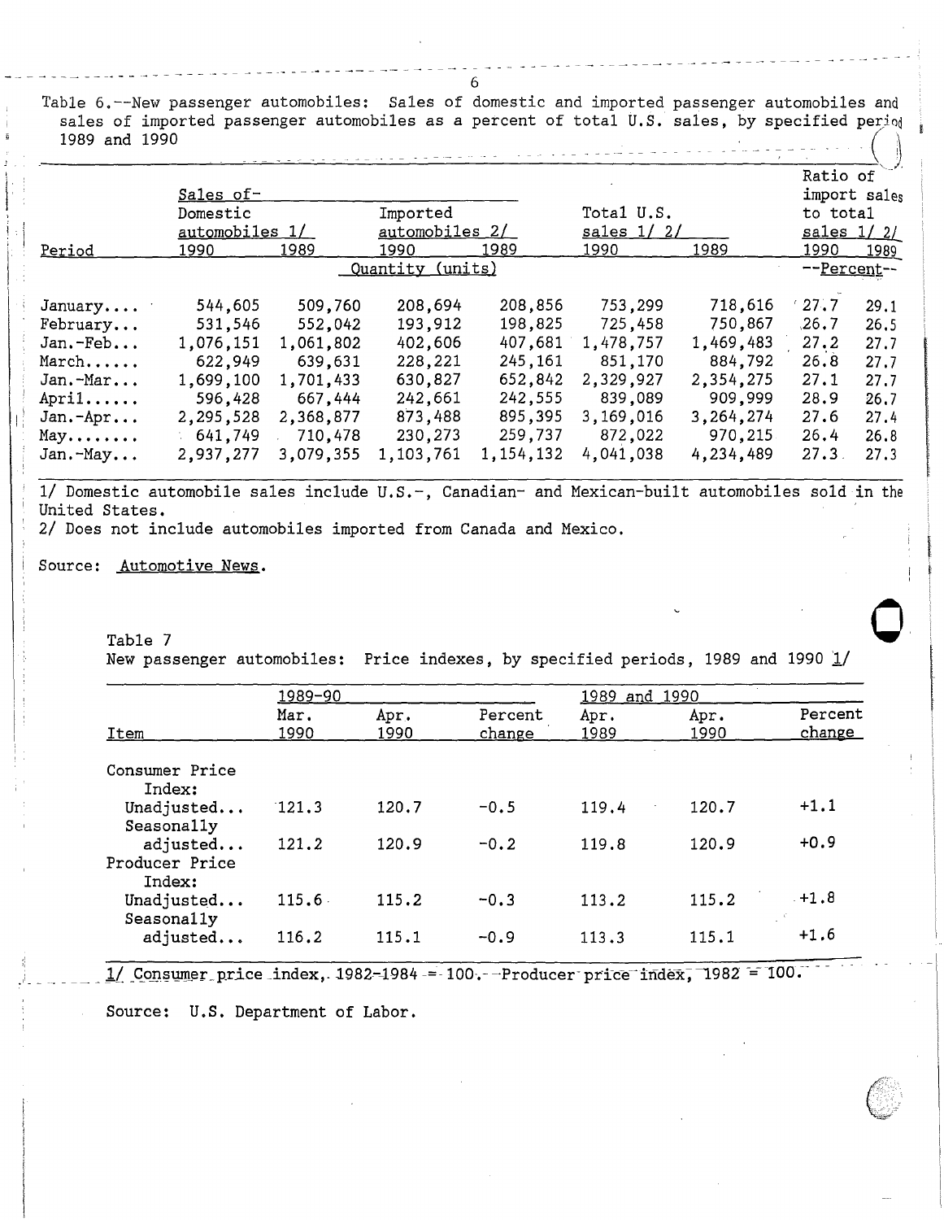Table 6.--New passenger automobiles: Sales of domestic and imported passenger automobiles and sales of imported passenger automobiles as a percent of total U.S. sales, by specified period 1989 and 1990

| Period | Sales of- Domestic automobiles 1/ 1990 | 1989 | Imported automobiles 2/ 1990 | 1989 | Total U.S. sales 1/ 2/ 1990 | 1989 | Ratio of import sales to total sales 1/ 2/ 1990 | 1989 |
|---|---|---|---|---|---|---|---|---|
| | Quantity (units) | | | | | | --Percent-- | |
| January.... | 544,605 | 509,760 | 208,694 | 208,856 | 753,299 | 718,616 | 27.7 | 29.1 |
| February... | 531,546 | 552,042 | 193,912 | 198,825 | 725,458 | 750,867 | 26.7 | 26.5 |
| Jan.-Feb... | 1,076,151 | 1,061,802 | 402,606 | 407,681 | 1,478,757 | 1,469,483 | 27.2 | 27.7 |
| March...... | 622,949 | 639,631 | 228,221 | 245,161 | 851,170 | 884,792 | 26.8 | 27.7 |
| Jan.-Mar... | 1,699,100 | 1,701,433 | 630,827 | 652,842 | 2,329,927 | 2,354,275 | 27.1 | 27.7 |
| April...... | 596,428 | 667,444 | 242,661 | 242,555 | 839,089 | 909,999 | 28.9 | 26.7 |
| Jan.-Apr... | 2,295,528 | 2,368,877 | 873,488 | 895,395 | 3,169,016 | 3,264,274 | 27.6 | 27.4 |
| May........ | 641,749 | 710,478 | 230,273 | 259,737 | 872,022 | 970,215 | 26.4 | 26.8 |
| Jan.-May... | 2,937,277 | 3,079,355 | 1,103,761 | 1,154,132 | 4,041,038 | 4,234,489 | 27.3 | 27.3 |

1/ Domestic automobile sales include U.S.-, Canadian- and Mexican-built automobiles sold in the United States.
2/ Does not include automobiles imported from Canada and Mexico.

Source: Automotive News.

Table 7
New passenger automobiles: Price indexes, by specified periods, 1989 and 1990 1/

| Item | 1989-90 Mar. 1990 | Apr. 1990 | Percent change | 1989 and 1990 Apr. 1989 | Apr. 1990 | Percent change |
|---|---|---|---|---|---|---|
| Consumer Price Index: | | | | | | |
| Unadjusted... | 121.3 | 120.7 | -0.5 | 119.4 | 120.7 | +1.1 |
| Seasonally adjusted... | 121.2 | 120.9 | -0.2 | 119.8 | 120.9 | +0.9 |
| Producer Price Index: | | | | | | |
| Unadjusted... | 115.6 | 115.2 | -0.3 | 113.2 | 115.2 | +1.8 |
| Seasonally adjusted... | 116.2 | 115.1 | -0.9 | 113.3 | 115.1 | +1.6 |

1/ Consumer price index, 1982-1984 = 100. Producer price index, 1982 = 100.

Source: U.S. Department of Labor.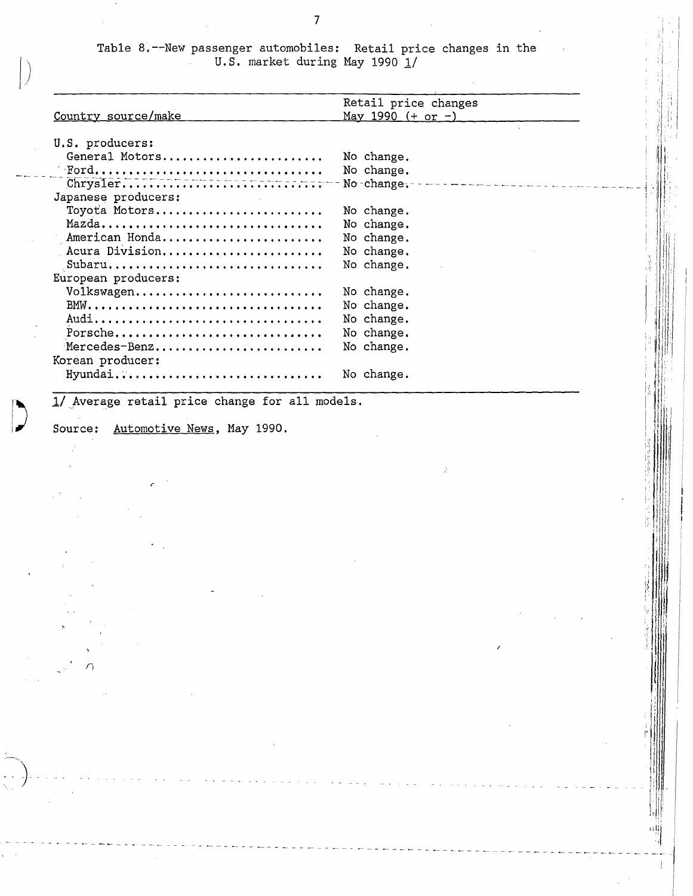Table 8.--New passenger automobiles: Retail price changes in the U.S. market during May 1990 1/

| Country source/make | Retail price changes May 1990 (+ or -) |
|---|---|
| U.S. producers: | |
| General Motors | No change. |
| Ford | No change. |
| Chrysler | No change. |
| Japanese producers: | |
| Toyota Motors | No change. |
| Mazda | No change. |
| American Honda | No change. |
| Acura Division | No change. |
| Subaru | No change. |
| European producers: | |
| Volkswagen | No change. |
| BMW | No change. |
| Audi | No change. |
| Porsche | No change. |
| Mercedes-Benz | No change. |
| Korean producer: | |
| Hyundai | No change. |

1/ Average retail price change for all models.

Source: Automotive News, May 1990.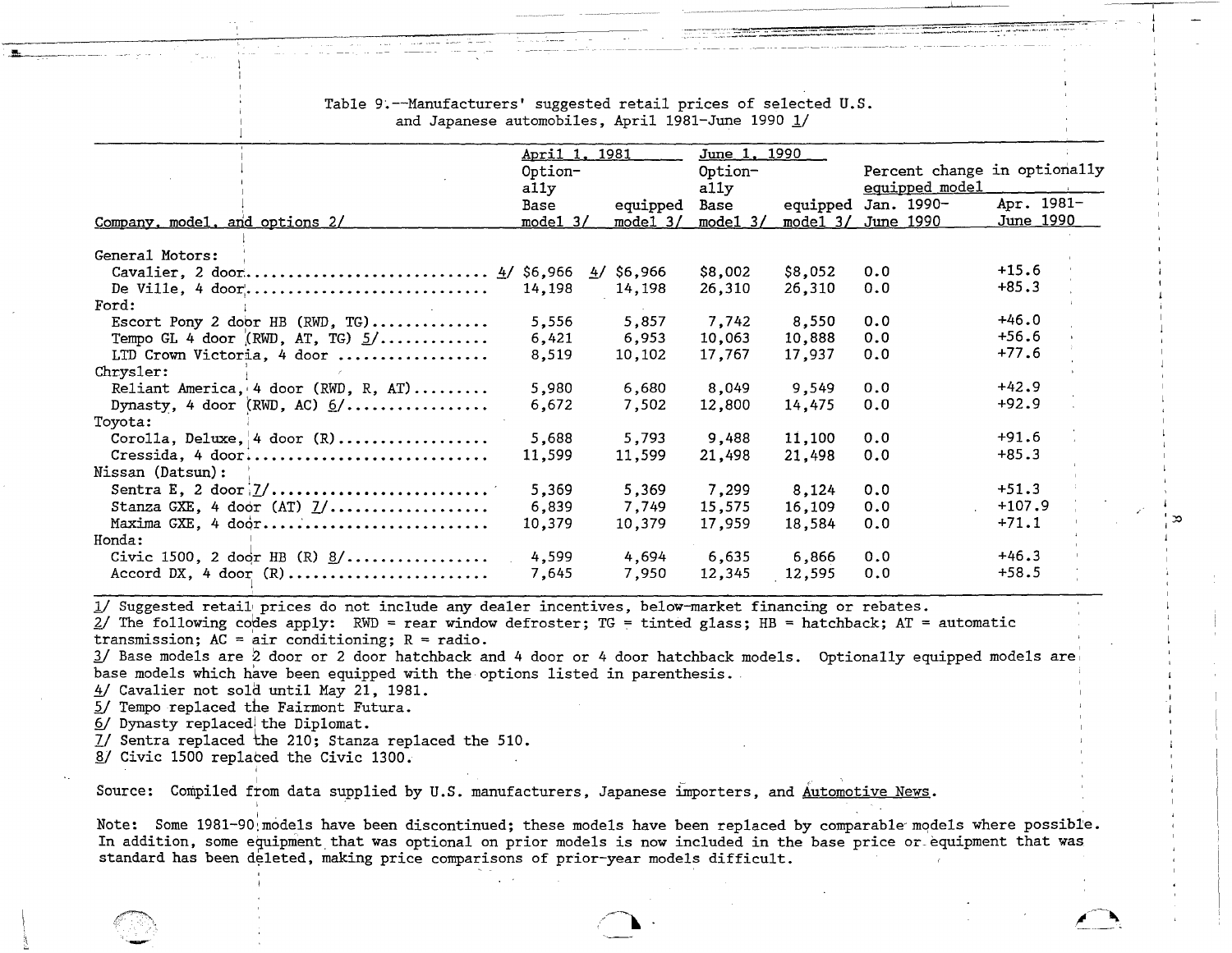Table 9.--Manufacturers' suggested retail prices of selected U.S. and Japanese automobiles, April 1981-June 1990 1/

| Company, model, and options 2/ | April 1, 1981 | | June 1, 1990 | | Percent change in optionally equipped model | |
|---|---|---|---|---|---|---|
| | Base model 3/ | Optionally equipped model 3/ | Base model 3/ | Optionally equipped model 3/ | Jan. 1990-June 1990 | Apr. 1981-June 1990 |
| General Motors: | | | | | | |
| Cavalier, 2 door | 4/ $6,966 | 4/ $6,966 | $8,002 | $8,052 | 0.0 | +15.6 |
| De Ville, 4 door | 14,198 | 14,198 | 26,310 | 26,310 | 0.0 | +85.3 |
| Ford: | | | | | | |
| Escort Pony 2 door HB (RWD, TG) | 5,556 | 5,857 | 7,742 | 8,550 | 0.0 | +46.0 |
| Tempo GL 4 door (RWD, AT, TG) 5/ | 6,421 | 6,953 | 10,063 | 10,888 | 0.0 | +56.6 |
| LTD Crown Victoria, 4 door | 8,519 | 10,102 | 17,767 | 17,937 | 0.0 | +77.6 |
| Chrysler: | | | | | | |
| Reliant America, 4 door (RWD, R, AT) | 5,980 | 6,680 | 8,049 | 9,549 | 0.0 | +42.9 |
| Dynasty, 4 door (RWD, AC) 6/ | 6,672 | 7,502 | 12,800 | 14,475 | 0.0 | +92.9 |
| Toyota: | | | | | | |
| Corolla, Deluxe, 4 door (R) | 5,688 | 5,793 | 9,488 | 11,100 | 0.0 | +91.6 |
| Cressida, 4 door | 11,599 | 11,599 | 21,498 | 21,498 | 0.0 | +85.3 |
| Nissan (Datsun): | | | | | | |
| Sentra E, 2 door 7/ | 5,369 | 5,369 | 7,299 | 8,124 | 0.0 | +51.3 |
| Stanza GXE, 4 door (AT) 7/ | 6,839 | 7,749 | 15,575 | 16,109 | 0.0 | +107.9 |
| Maxima GXE, 4 door | 10,379 | 10,379 | 17,959 | 18,584 | 0.0 | +71.1 |
| Honda: | | | | | | |
| Civic 1500, 2 door HB (R) 8/ | 4,599 | 4,694 | 6,635 | 6,866 | 0.0 | +46.3 |
| Accord DX, 4 door (R) | 7,645 | 7,950 | 12,345 | 12,595 | 0.0 | +58.5 |

1/ Suggested retail prices do not include any dealer incentives, below-market financing or rebates.
2/ The following codes apply: RWD = rear window defroster; TG = tinted glass; HB = hatchback; AT = automatic transmission; AC = air conditioning; R = radio.
3/ Base models are 2 door or 2 door hatchback and 4 door or 4 door hatchback models. Optionally equipped models are base models which have been equipped with the options listed in parenthesis.
4/ Cavalier not sold until May 21, 1981.
5/ Tempo replaced the Fairmont Futura.
6/ Dynasty replaced the Diplomat.
7/ Sentra replaced the 210; Stanza replaced the 510.
8/ Civic 1500 replaced the Civic 1300.

Source: Compiled from data supplied by U.S. manufacturers, Japanese importers, and Automotive News.

Note: Some 1981-90 models have been discontinued; these models have been replaced by comparable models where possible. In addition, some equipment that was optional on prior models is now included in the base price or equipment that was standard has been deleted, making price comparisons of prior-year models difficult.